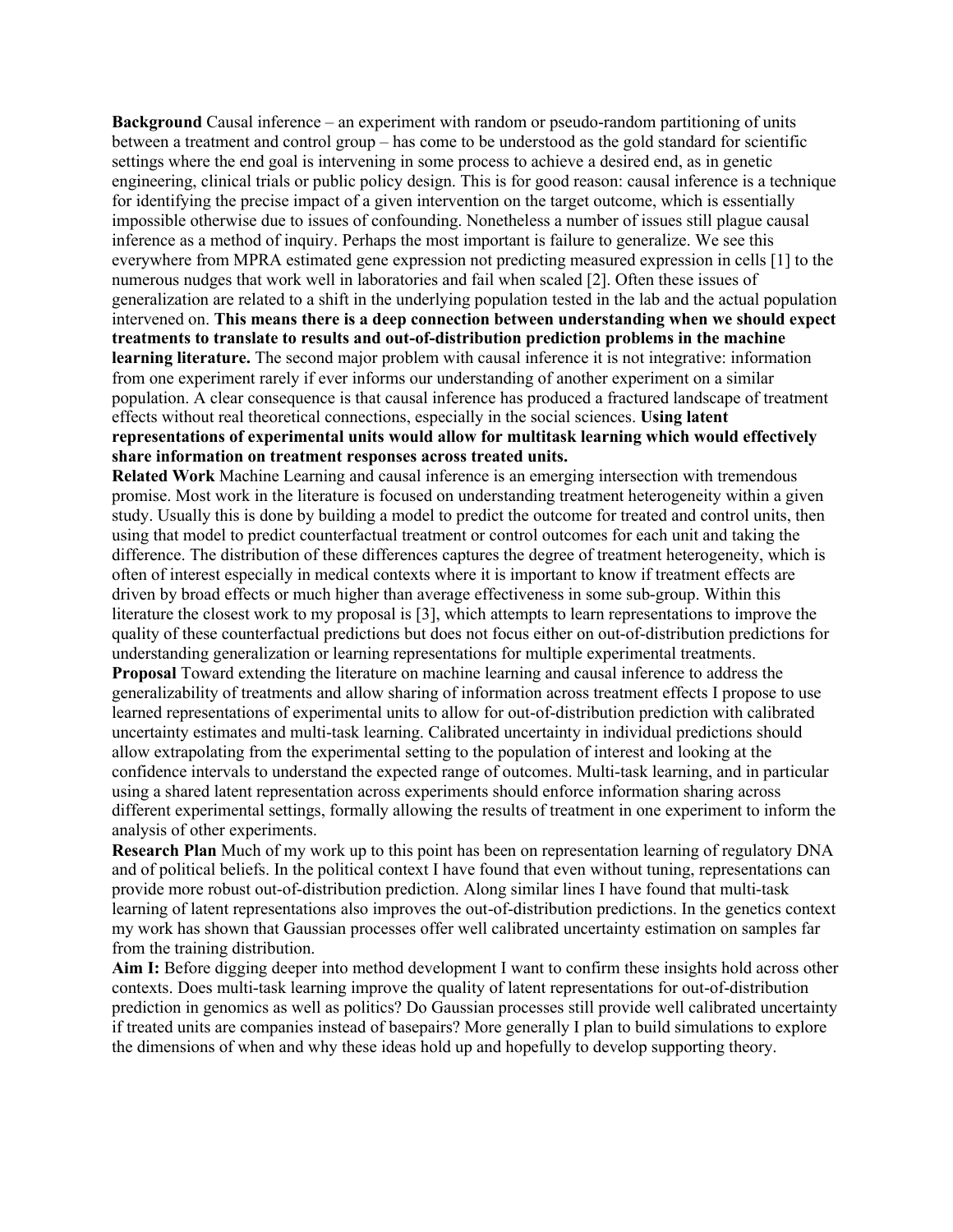**Background** Causal inference – an experiment with random or pseudo-random partitioning of units between a treatment and control group – has come to be understood as the gold standard for scientific settings where the end goal is intervening in some process to achieve a desired end, as in genetic engineering, clinical trials or public policy design. This is for good reason: causal inference is a technique for identifying the precise impact of a given intervention on the target outcome, which is essentially impossible otherwise due to issues of confounding. Nonetheless a number of issues still plague causal inference as a method of inquiry. Perhaps the most important is failure to generalize. We see this everywhere from MPRA estimated gene expression not predicting measured expression in cells [1] to the numerous nudges that work well in laboratories and fail when scaled [2]. Often these issues of generalization are related to a shift in the underlying population tested in the lab and the actual population intervened on. **This means there is a deep connection between understanding when we should expect treatments to translate to results and out-of-distribution prediction problems in the machine learning literature.** The second major problem with causal inference it is not integrative: information from one experiment rarely if ever informs our understanding of another experiment on a similar population. A clear consequence is that causal inference has produced a fractured landscape of treatment effects without real theoretical connections, especially in the social sciences. **Using latent representations of experimental units would allow for multitask learning which would effectively share information on treatment responses across treated units.**

**Related Work** Machine Learning and causal inference is an emerging intersection with tremendous promise. Most work in the literature is focused on understanding treatment heterogeneity within a given study. Usually this is done by building a model to predict the outcome for treated and control units, then using that model to predict counterfactual treatment or control outcomes for each unit and taking the difference. The distribution of these differences captures the degree of treatment heterogeneity, which is often of interest especially in medical contexts where it is important to know if treatment effects are driven by broad effects or much higher than average effectiveness in some sub-group. Within this literature the closest work to my proposal is [3], which attempts to learn representations to improve the quality of these counterfactual predictions but does not focus either on out-of-distribution predictions for understanding generalization or learning representations for multiple experimental treatments.

**Proposal** Toward extending the literature on machine learning and causal inference to address the generalizability of treatments and allow sharing of information across treatment effects I propose to use learned representations of experimental units to allow for out-of-distribution prediction with calibrated uncertainty estimates and multi-task learning. Calibrated uncertainty in individual predictions should allow extrapolating from the experimental setting to the population of interest and looking at the confidence intervals to understand the expected range of outcomes. Multi-task learning, and in particular using a shared latent representation across experiments should enforce information sharing across different experimental settings, formally allowing the results of treatment in one experiment to inform the analysis of other experiments.

**Research Plan** Much of my work up to this point has been on representation learning of regulatory DNA and of political beliefs. In the political context I have found that even without tuning, representations can provide more robust out-of-distribution prediction. Along similar lines I have found that multi-task learning of latent representations also improves the out-of-distribution predictions. In the genetics context my work has shown that Gaussian processes offer well calibrated uncertainty estimation on samples far from the training distribution.

**Aim I:** Before digging deeper into method development I want to confirm these insights hold across other contexts. Does multi-task learning improve the quality of latent representations for out-of-distribution prediction in genomics as well as politics? Do Gaussian processes still provide well calibrated uncertainty if treated units are companies instead of basepairs? More generally I plan to build simulations to explore the dimensions of when and why these ideas hold up and hopefully to develop supporting theory.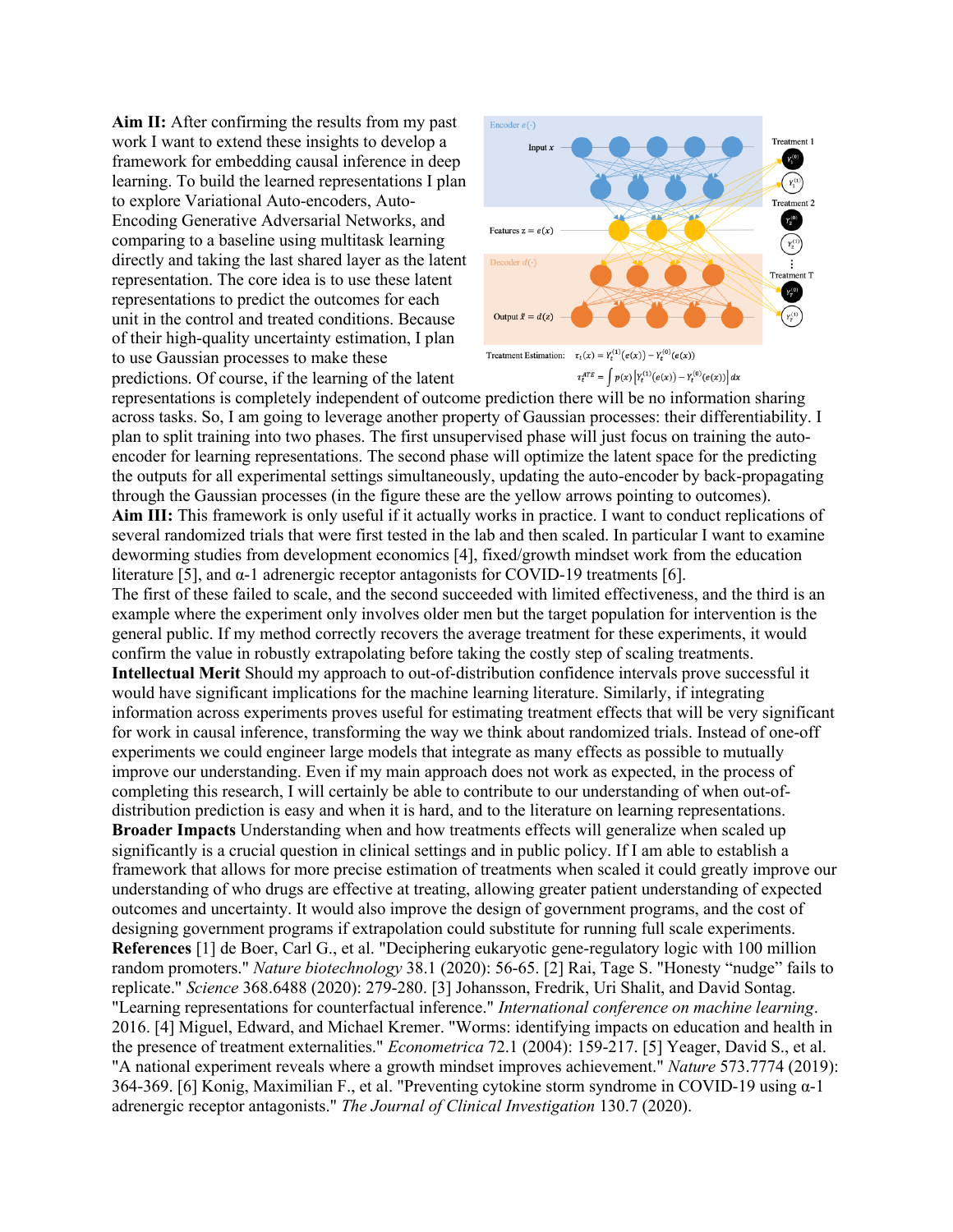**Aim II:** After confirming the results from my past work I want to extend these insights to develop a framework for embedding causal inference in deep learning. To build the learned representations I plan to explore Variational Auto-encoders, Auto-Encoding Generative Adversarial Networks, and comparing to a baseline using multitask learning directly and taking the last shared layer as the latent representation. The core idea is to use these latent representations to predict the outcomes for each unit in the control and treated conditions. Because of their high-quality uncertainty estimation, I plan to use Gaussian processes to make these predictions. Of course, if the learning of the latent representations is completely independent of outcome prediction there will be no information sharing across tasks. So, I am going to leverage another property of Gaussian processes: their differentiability. I plan to split training into two phases. The first unsupervised phase will just focus on training the auto-encoder for learning representations. The second phase will optimize the latent space for the predicting the outputs for all experimental settings simultaneously, updating the auto-encoder by back-propagating through the Gaussian processes (in the figure these are the yellow arrows pointing to outcomes).

Encoder $e(\cdot)$

Input $x$

Features $z = e(x)$

Decoder $d(\cdot)$

Output $\tilde{x} = d(z)$

Treatment 1 $Y_1^{(0)}$ $Y_1^{(1)}$

Treatment 2 $Y_2^{(0)}$ $Y_2^{(1)}$

Treatment T $Y_T^{(0)}$ $Y_T^{(1)}$

Treatment Estimation: $\tau_t(x) = Y_t^{(1)}(e(x)) - Y_t^{(0)}(e(x))$

$$\tau_t^{ATE} = \int p(x)\left[Y_t^{(1)}(e(x)) - Y_t^{(0)}(e(x))\right] dx$$

**Aim III:** This framework is only useful if it actually works in practice. I want to conduct replications of several randomized trials that were first tested in the lab and then scaled. In particular I want to examine deworming studies from development economics [4], fixed/growth mindset work from the education literature [5], and α-1 adrenergic receptor antagonists for COVID-19 treatments [6].

The first of these failed to scale, and the second succeeded with limited effectiveness, and the third is an example where the experiment only involves older men but the target population for intervention is the general public. If my method correctly recovers the average treatment for these experiments, it would confirm the value in robustly extrapolating before taking the costly step of scaling treatments.

**Intellectual Merit** Should my approach to out-of-distribution confidence intervals prove successful it would have significant implications for the machine learning literature. Similarly, if integrating information across experiments proves useful for estimating treatment effects that will be very significant for work in causal inference, transforming the way we think about randomized trials. Instead of one-off experiments we could engineer large models that integrate as many effects as possible to mutually improve our understanding. Even if my main approach does not work as expected, in the process of completing this research, I will certainly be able to contribute to our understanding of when out-of-distribution prediction is easy and when it is hard, and to the literature on learning representations.

**Broader Impacts** Understanding when and how treatments effects will generalize when scaled up significantly is a crucial question in clinical settings and in public policy. If I am able to establish a framework that allows for more precise estimation of treatments when scaled it could greatly improve our understanding of who drugs are effective at treating, allowing greater patient understanding of expected outcomes and uncertainty. It would also improve the design of government programs, and the cost of designing government programs if extrapolation could substitute for running full scale experiments.

**References** [1] de Boer, Carl G., et al. "Deciphering eukaryotic gene-regulatory logic with 100 million random promoters." *Nature biotechnology* 38.1 (2020): 56-65. [2] Rai, Tage S. "Honesty "nudge" fails to replicate." *Science* 368.6488 (2020): 279-280. [3] Johansson, Fredrik, Uri Shalit, and David Sontag. "Learning representations for counterfactual inference." *International conference on machine learning*. 2016. [4] Miguel, Edward, and Michael Kremer. "Worms: identifying impacts on education and health in the presence of treatment externalities." *Econometrica* 72.1 (2004): 159-217. [5] Yeager, David S., et al. "A national experiment reveals where a growth mindset improves achievement." *Nature* 573.7774 (2019): 364-369. [6] Konig, Maximilian F., et al. "Preventing cytokine storm syndrome in COVID-19 using α-1 adrenergic receptor antagonists." *The Journal of Clinical Investigation* 130.7 (2020).